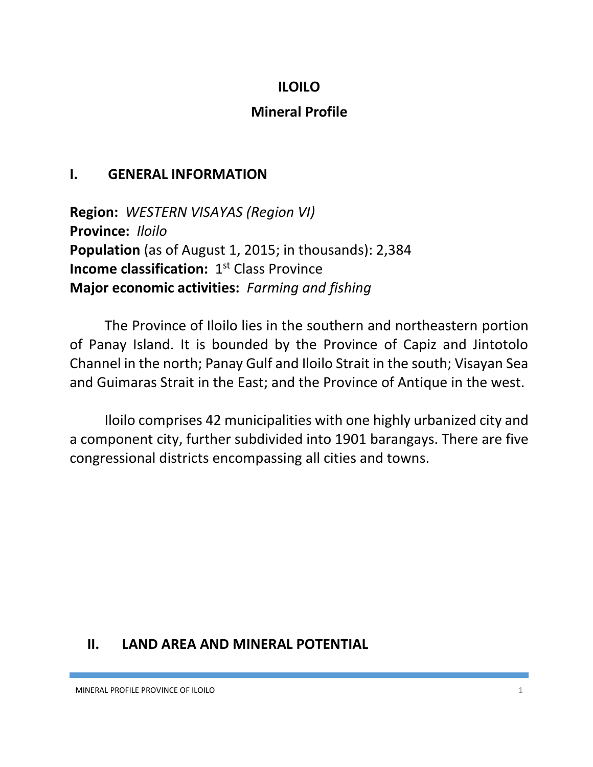# ILOILO

## Mineral Profile

## I. GENERAL INFORMATION

**Region:** *WESTERN VISAYAS (Region VI)*
**Province:** *Iloilo*
**Population** (as of August 1, 2015; in thousands): 2,384
**Income classification:** 1st Class Province
**Major economic activities:** *Farming and fishing*

The Province of Iloilo lies in the southern and northeastern portion of Panay Island. It is bounded by the Province of Capiz and Jintotolo Channel in the north; Panay Gulf and Iloilo Strait in the south; Visayan Sea and Guimaras Strait in the East; and the Province of Antique in the west.

Iloilo comprises 42 municipalities with one highly urbanized city and a component city, further subdivided into 1901 barangays. There are five congressional districts encompassing all cities and towns.

## II. LAND AREA AND MINERAL POTENTIAL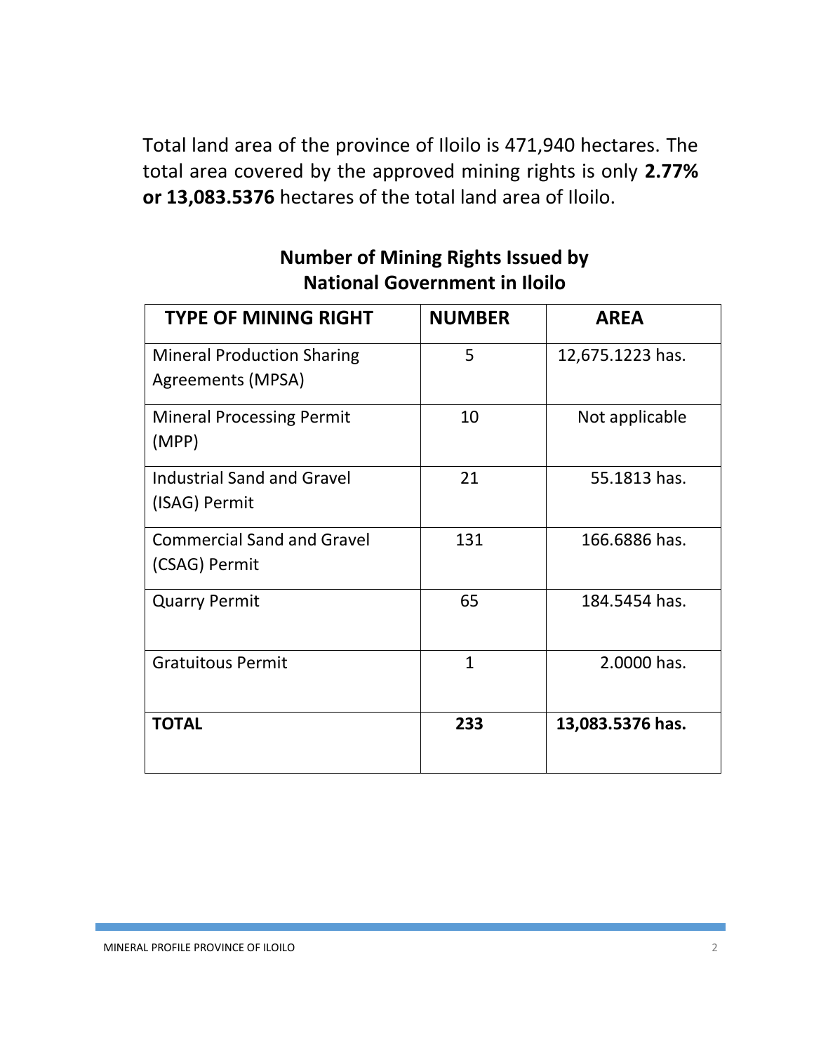Total land area of the province of Iloilo is 471,940 hectares. The total area covered by the approved mining rights is only **2.77% or 13,083.5376** hectares of the total land area of Iloilo.

### Number of Mining Rights Issued by National Government in Iloilo

| TYPE OF MINING RIGHT | NUMBER | AREA |
|---|---|---|
| Mineral Production Sharing Agreements (MPSA) | 5 | 12,675.1223 has. |
| Mineral Processing Permit (MPP) | 10 | Not applicable |
| Industrial Sand and Gravel (ISAG) Permit | 21 | 55.1813 has. |
| Commercial Sand and Gravel (CSAG) Permit | 131 | 166.6886 has. |
| Quarry Permit | 65 | 184.5454 has. |
| Gratuitous Permit | 1 | 2.0000 has. |
| **TOTAL** | **233** | **13,083.5376 has.** |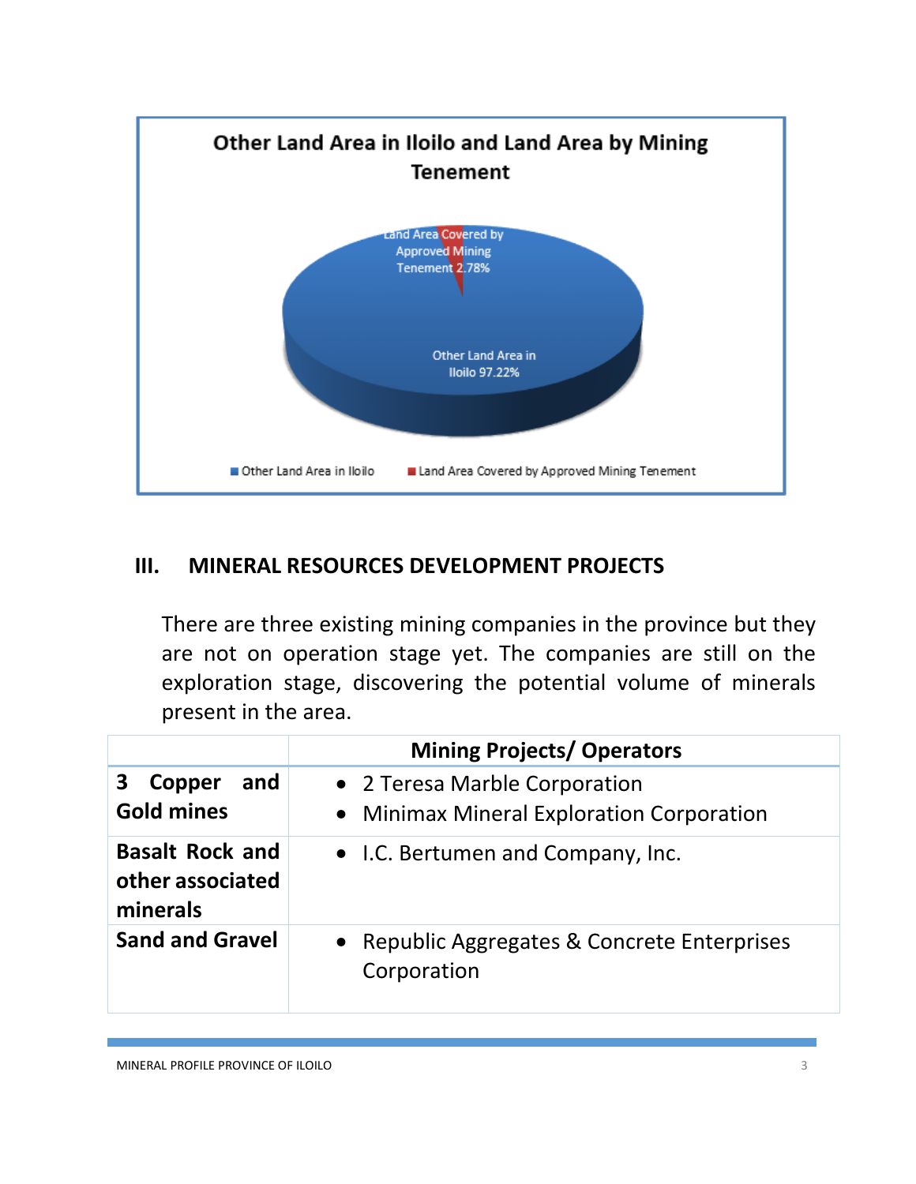**Other Land Area in Iloilo and Land Area by Mining Tenement**

Land Area Covered by Approved Mining Tenement 2.78%

Other Land Area in Iloilo 97.22%

■ Other Land Area in Iloilo ■ Land Area Covered by Approved Mining Tenement

## III. MINERAL RESOURCES DEVELOPMENT PROJECTS

There are three existing mining companies in the province but they are not on operation stage yet. The companies are still on the exploration stage, discovering the potential volume of minerals present in the area.

| | Mining Projects/ Operators |
|---|---|
| **3 Copper and Gold mines** | • 2 Teresa Marble Corporation<br>• Minimax Mineral Exploration Corporation |
| **Basalt Rock and other associated minerals** | • I.C. Bertumen and Company, Inc. |
| **Sand and Gravel** | • Republic Aggregates & Concrete Enterprises Corporation |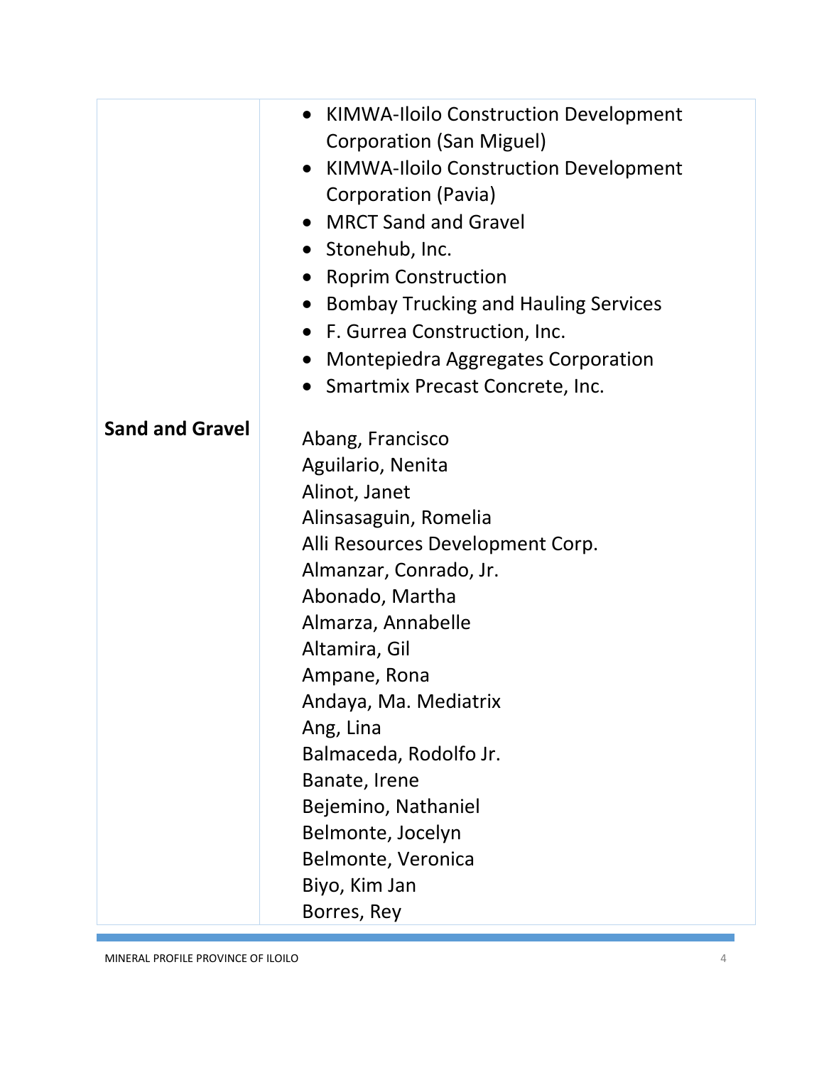| | |
|---|---|
| | • KIMWA-Iloilo Construction Development Corporation (San Miguel)<br>• KIMWA-Iloilo Construction Development Corporation (Pavia)<br>• MRCT Sand and Gravel<br>• Stonehub, Inc.<br>• Roprim Construction<br>• Bombay Trucking and Hauling Services<br>• F. Gurrea Construction, Inc.<br>• Montepiedra Aggregates Corporation<br>• Smartmix Precast Concrete, Inc. |
| **Sand and Gravel** | Abang, Francisco<br>Aguilario, Nenita<br>Alinot, Janet<br>Alinsasaguin, Romelia<br>Alli Resources Development Corp.<br>Almanzar, Conrado, Jr.<br>Abonado, Martha<br>Almarza, Annabelle<br>Altamira, Gil<br>Ampane, Rona<br>Andaya, Ma. Mediatrix<br>Ang, Lina<br>Balmaceda, Rodolfo Jr.<br>Banate, Irene<br>Bejemino, Nathaniel<br>Belmonte, Jocelyn<br>Belmonte, Veronica<br>Biyo, Kim Jan<br>Borres, Rey |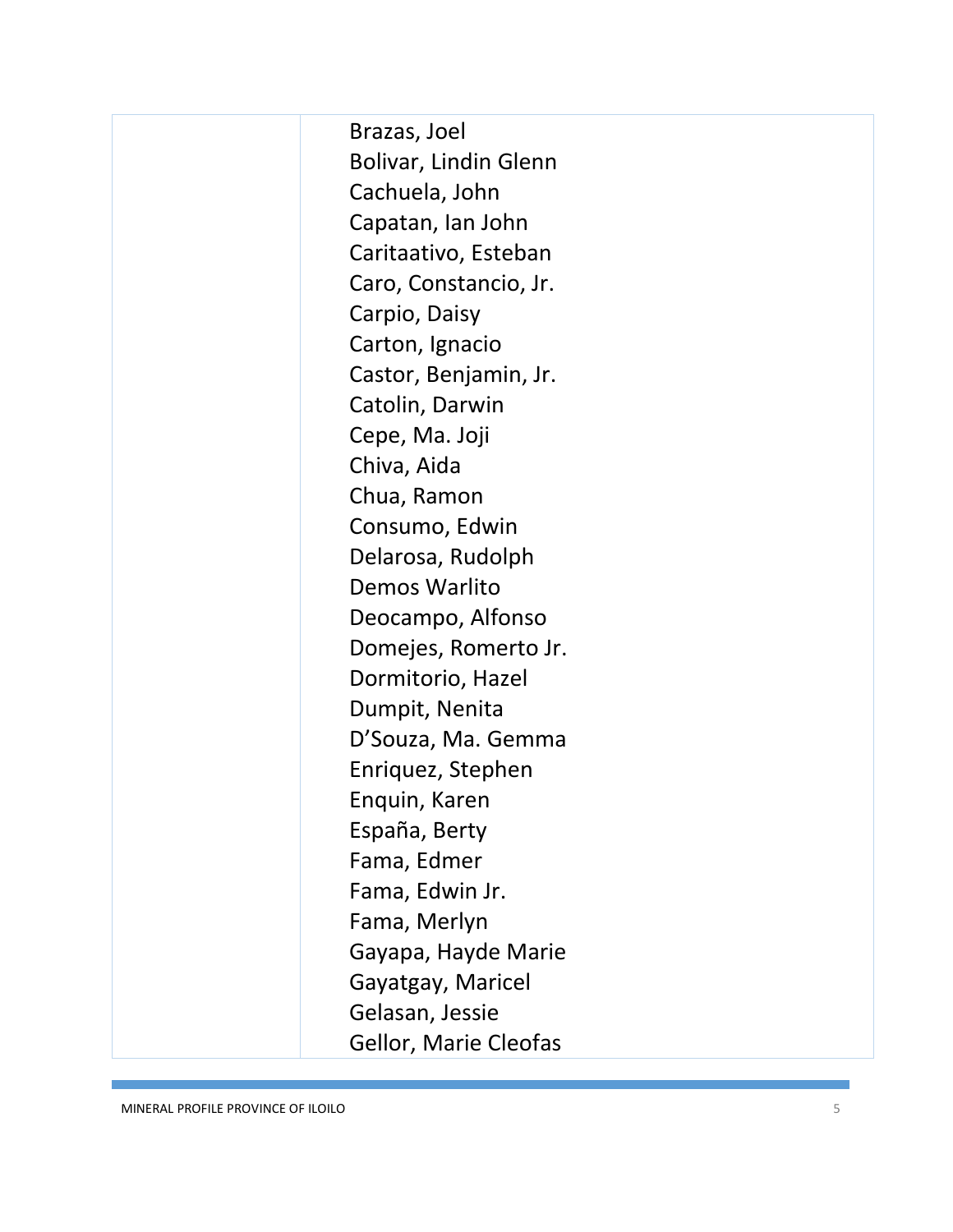| | |
|---|---|
| | Brazas, Joel<br>Bolivar, Lindin Glenn<br>Cachuela, John<br>Capatan, Ian John<br>Caritaativo, Esteban<br>Caro, Constancio, Jr.<br>Carpio, Daisy<br>Carton, Ignacio<br>Castor, Benjamin, Jr.<br>Catolin, Darwin<br>Cepe, Ma. Joji<br>Chiva, Aida<br>Chua, Ramon<br>Consumo, Edwin<br>Delarosa, Rudolph<br>Demos Warlito<br>Deocampo, Alfonso<br>Domejes, Romerto Jr.<br>Dormitorio, Hazel<br>Dumpit, Nenita<br>D'Souza, Ma. Gemma<br>Enriquez, Stephen<br>Enquin, Karen<br>España, Berty<br>Fama, Edmer<br>Fama, Edwin Jr.<br>Fama, Merlyn<br>Gayapa, Hayde Marie<br>Gayatgay, Maricel<br>Gelasan, Jessie<br>Gellor, Marie Cleofas |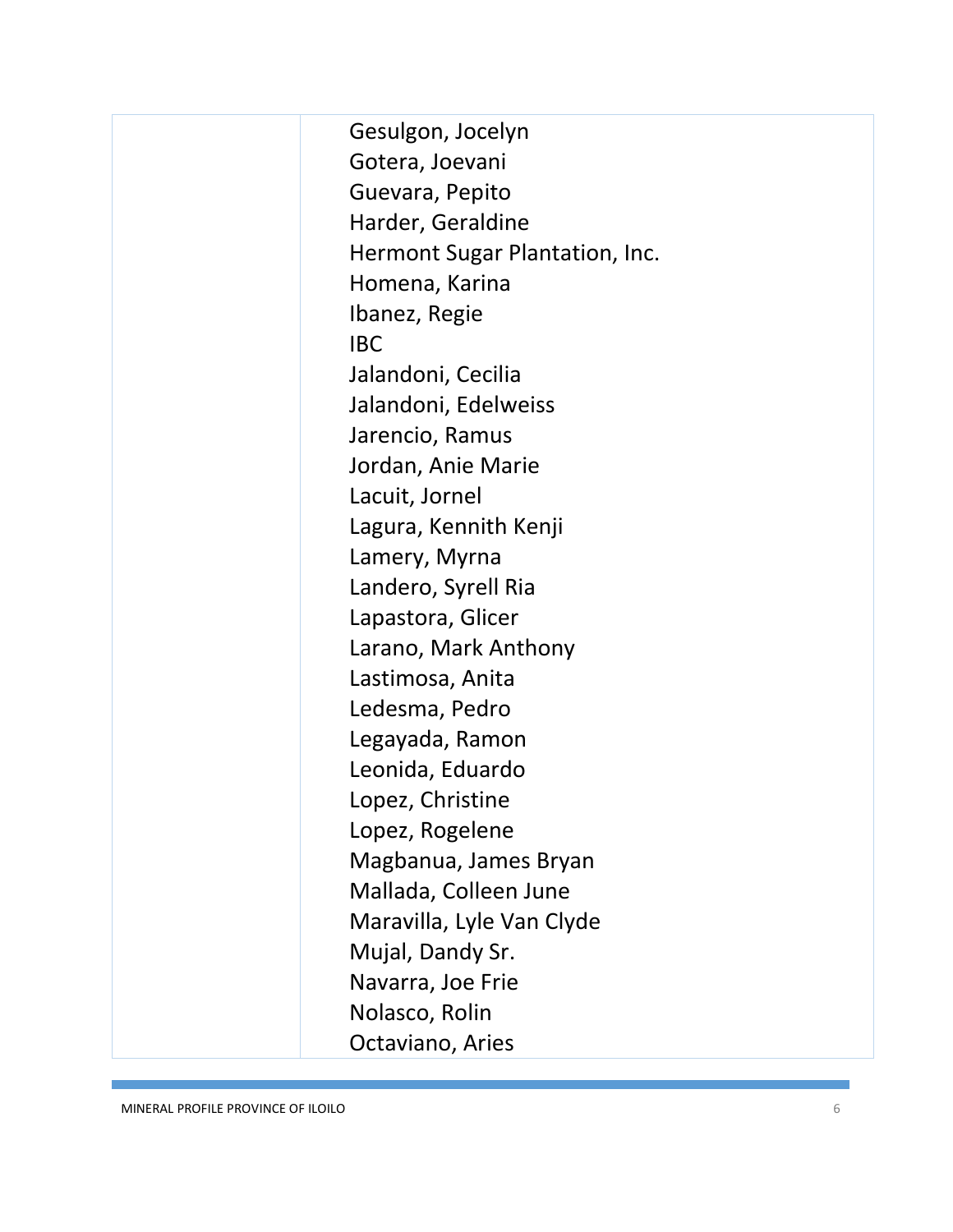| | |
|---|---|
| | Gesulgon, Jocelyn<br>Gotera, Joevani<br>Guevara, Pepito<br>Harder, Geraldine<br>Hermont Sugar Plantation, Inc.<br>Homena, Karina<br>Ibanez, Regie<br>IBC<br>Jalandoni, Cecilia<br>Jalandoni, Edelweiss<br>Jarencio, Ramus<br>Jordan, Anie Marie<br>Lacuit, Jornel<br>Lagura, Kennith Kenji<br>Lamery, Myrna<br>Landero, Syrell Ria<br>Lapastora, Glicer<br>Larano, Mark Anthony<br>Lastimosa, Anita<br>Ledesma, Pedro<br>Legayada, Ramon<br>Leonida, Eduardo<br>Lopez, Christine<br>Lopez, Rogelene<br>Magbanua, James Bryan<br>Mallada, Colleen June<br>Maravilla, Lyle Van Clyde<br>Mujal, Dandy Sr.<br>Navarra, Joe Frie<br>Nolasco, Rolin<br>Octaviano, Aries |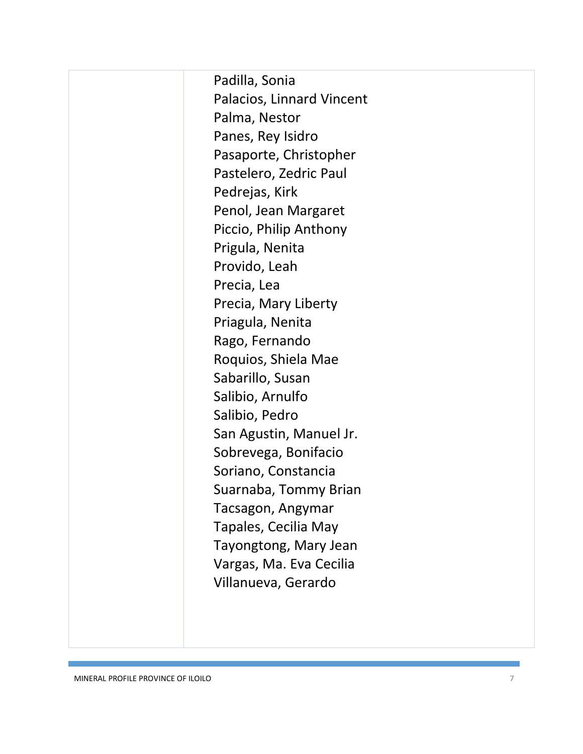| | |
|---|---|
| | Padilla, Sonia<br>Palacios, Linnard Vincent<br>Palma, Nestor<br>Panes, Rey Isidro<br>Pasaporte, Christopher<br>Pastelero, Zedric Paul<br>Pedrejas, Kirk<br>Penol, Jean Margaret<br>Piccio, Philip Anthony<br>Prigula, Nenita<br>Provido, Leah<br>Precia, Lea<br>Precia, Mary Liberty<br>Priagula, Nenita<br>Rago, Fernando<br>Roquios, Shiela Mae<br>Sabarillo, Susan<br>Salibio, Arnulfo<br>Salibio, Pedro<br>San Agustin, Manuel Jr.<br>Sobrevega, Bonifacio<br>Soriano, Constancia<br>Suarnaba, Tommy Brian<br>Tacsagon, Angymar<br>Tapales, Cecilia May<br>Tayongtong, Mary Jean<br>Vargas, Ma. Eva Cecilia<br>Villanueva, Gerardo |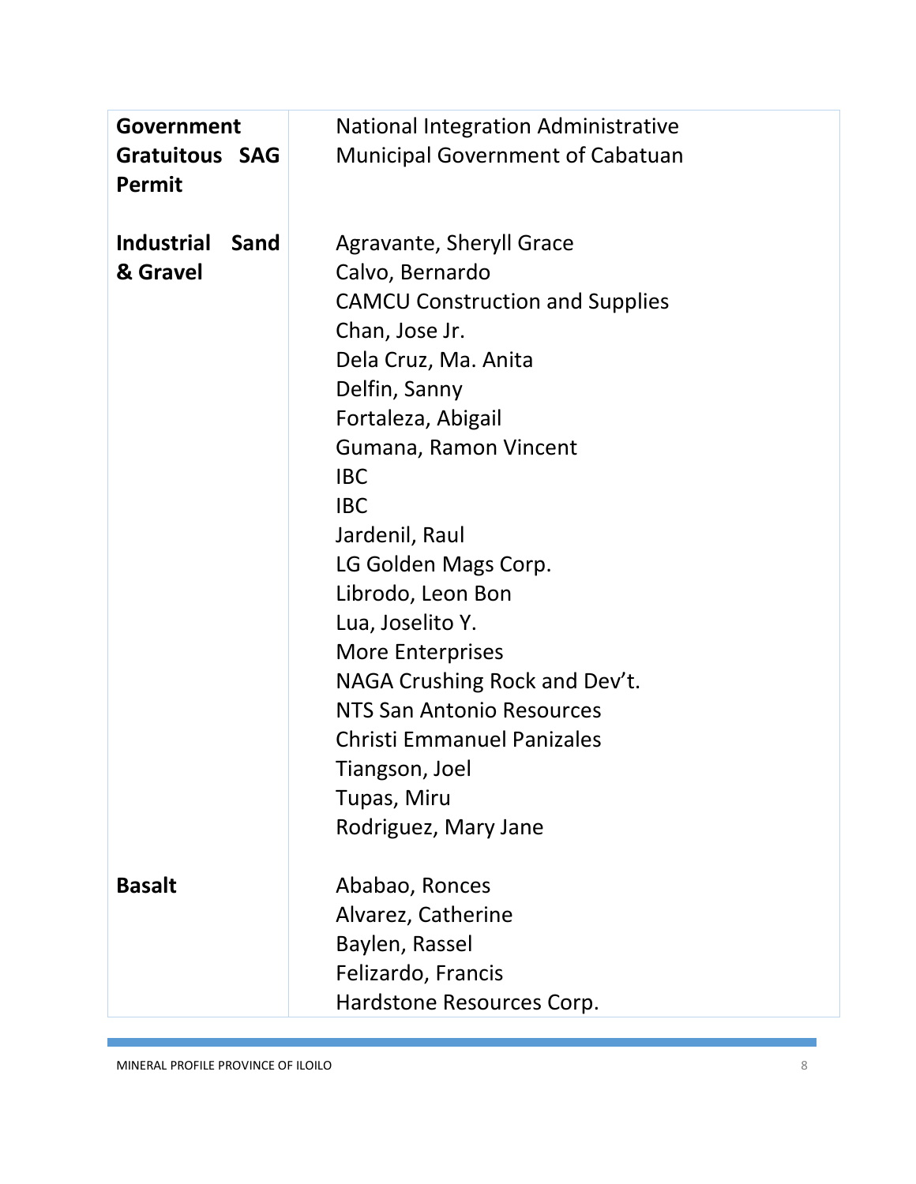| | |
|---|---|
| **Government Gratuitous SAG Permit** | National Integration Administrative<br>Municipal Government of Cabatuan |
| **Industrial Sand & Gravel** | Agravante, Sheryll Grace<br>Calvo, Bernardo<br>CAMCU Construction and Supplies<br>Chan, Jose Jr.<br>Dela Cruz, Ma. Anita<br>Delfin, Sanny<br>Fortaleza, Abigail<br>Gumana, Ramon Vincent<br>IBC<br>IBC<br>Jardenil, Raul<br>LG Golden Mags Corp.<br>Librodo, Leon Bon<br>Lua, Joselito Y.<br>More Enterprises<br>NAGA Crushing Rock and Dev't.<br>NTS San Antonio Resources<br>Christi Emmanuel Panizales<br>Tiangson, Joel<br>Tupas, Miru<br>Rodriguez, Mary Jane |
| **Basalt** | Ababao, Ronces<br>Alvarez, Catherine<br>Baylen, Rassel<br>Felizardo, Francis<br>Hardstone Resources Corp. |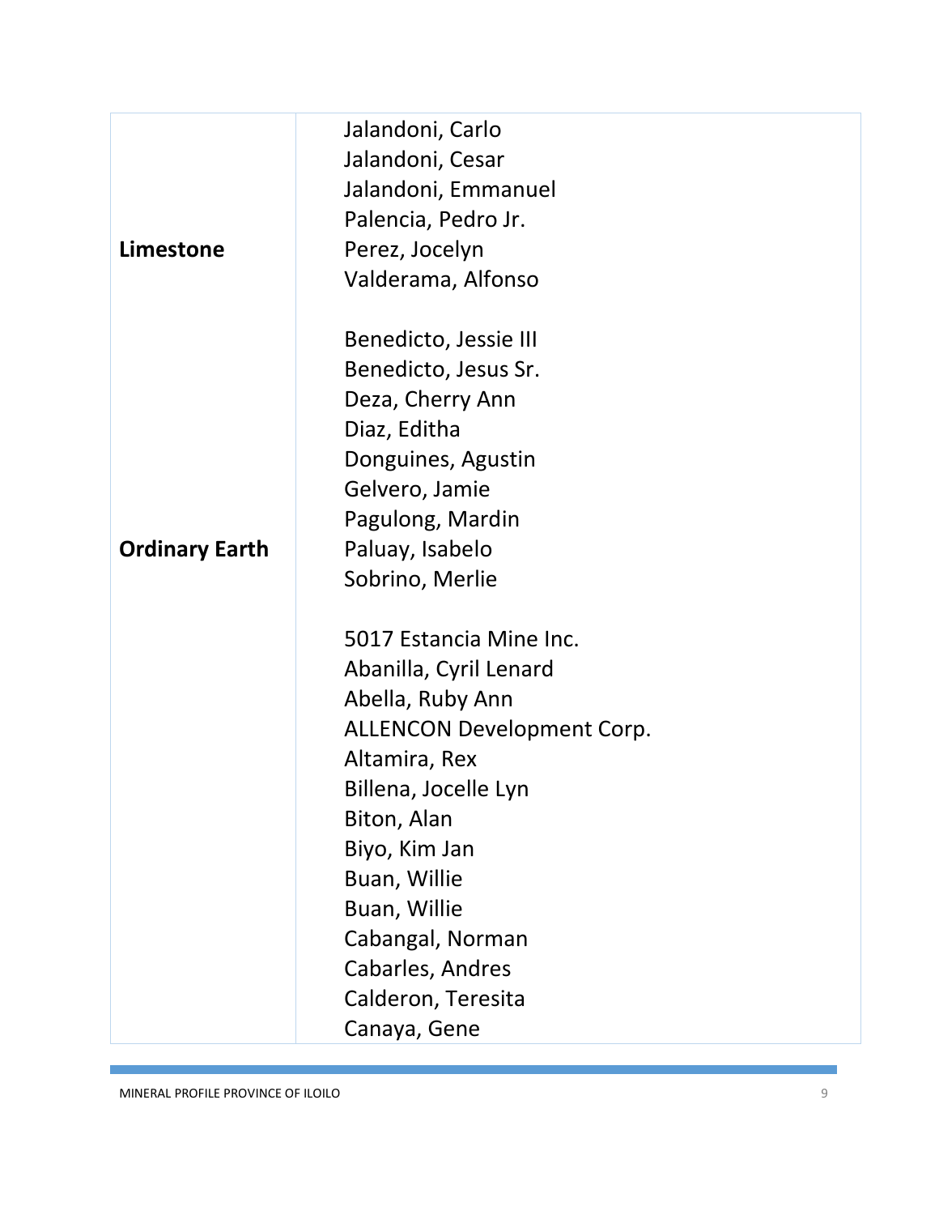| | |
|---|---|
| **Limestone** | Jalandoni, Carlo<br>Jalandoni, Cesar<br>Jalandoni, Emmanuel<br>Palencia, Pedro Jr.<br>Perez, Jocelyn<br>Valderama, Alfonso |
| **Ordinary Earth** | Benedicto, Jessie III<br>Benedicto, Jesus Sr.<br>Deza, Cherry Ann<br>Diaz, Editha<br>Donguines, Agustin<br>Gelvero, Jamie<br>Pagulong, Mardin<br>Paluay, Isabelo<br>Sobrino, Merlie |
| | 5017 Estancia Mine Inc.<br>Abanilla, Cyril Lenard<br>Abella, Ruby Ann<br>ALLENCON Development Corp.<br>Altamira, Rex<br>Billena, Jocelle Lyn<br>Biton, Alan<br>Biyo, Kim Jan<br>Buan, Willie<br>Buan, Willie<br>Cabangal, Norman<br>Cabarles, Andres<br>Calderon, Teresita<br>Canaya, Gene |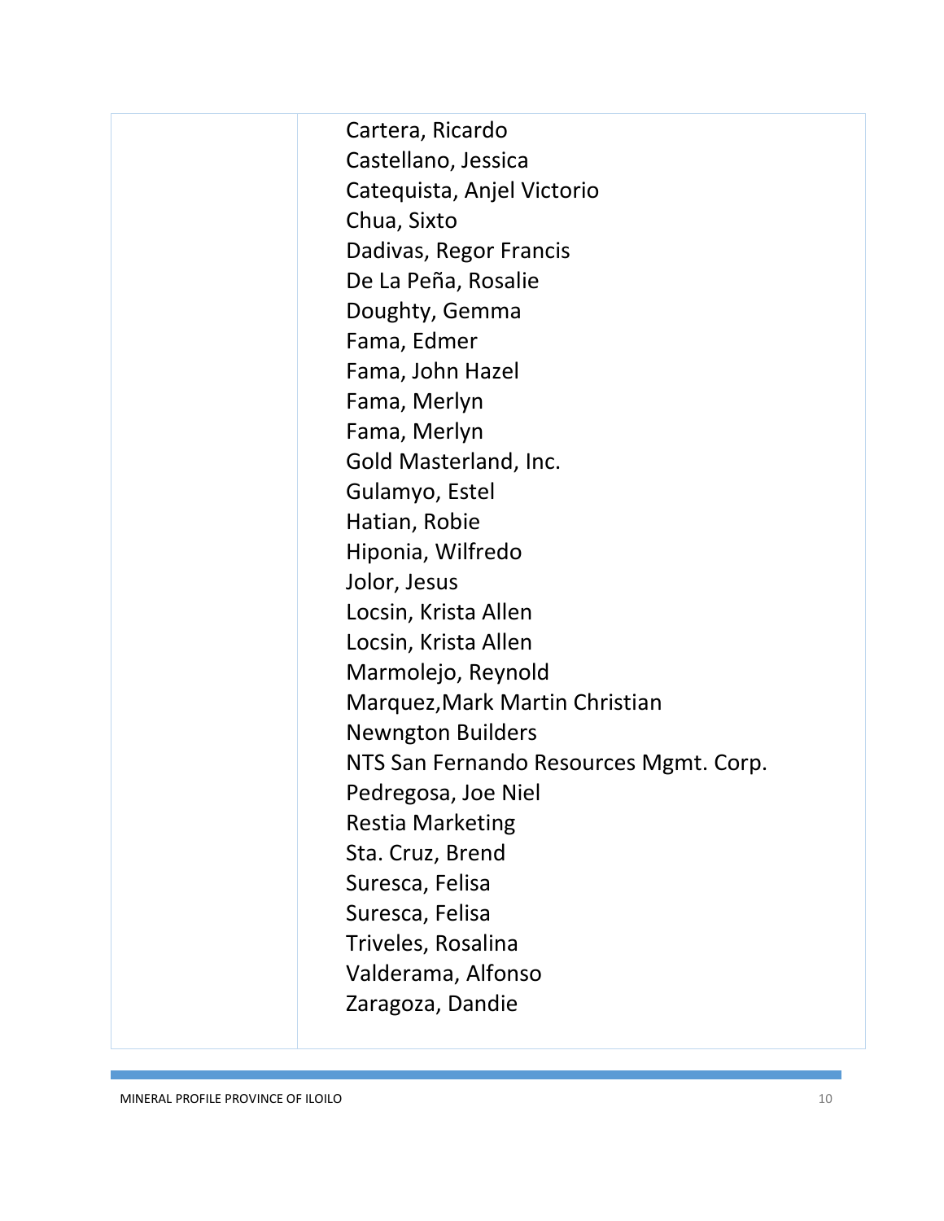| | |
|---|---|
| | Cartera, Ricardo<br>Castellano, Jessica<br>Catequista, Anjel Victorio<br>Chua, Sixto<br>Dadivas, Regor Francis<br>De La Peña, Rosalie<br>Doughty, Gemma<br>Fama, Edmer<br>Fama, John Hazel<br>Fama, Merlyn<br>Fama, Merlyn<br>Gold Masterland, Inc.<br>Gulamyo, Estel<br>Hatian, Robie<br>Hiponia, Wilfredo<br>Jolor, Jesus<br>Locsin, Krista Allen<br>Locsin, Krista Allen<br>Marmolejo, Reynold<br>Marquez,Mark Martin Christian<br>Newngton Builders<br>NTS San Fernando Resources Mgmt. Corp.<br>Pedregosa, Joe Niel<br>Restia Marketing<br>Sta. Cruz, Brend<br>Suresca, Felisa<br>Suresca, Felisa<br>Triveles, Rosalina<br>Valderama, Alfonso<br>Zaragoza, Dandie |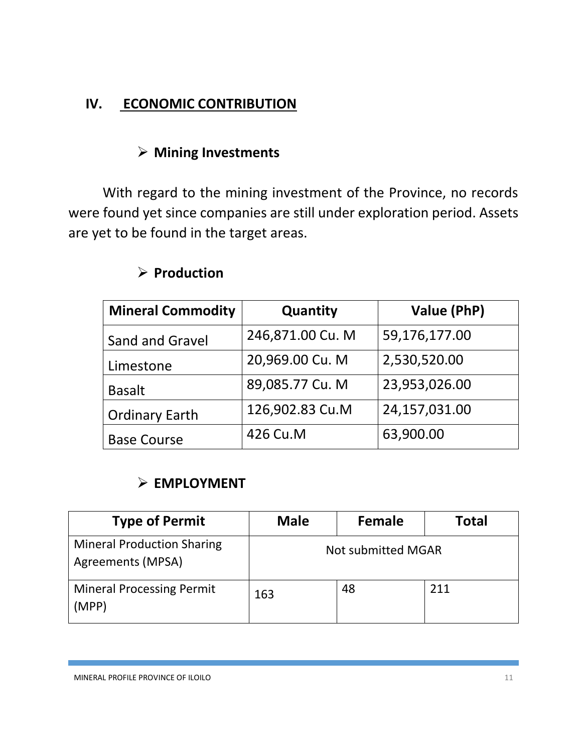## IV. ECONOMIC CONTRIBUTION

### ➢ Mining Investments

With regard to the mining investment of the Province, no records were found yet since companies are still under exploration period. Assets are yet to be found in the target areas.

### ➢ Production

| Mineral Commodity | Quantity | Value (PhP) |
|---|---|---|
| Sand and Gravel | 246,871.00 Cu. M | 59,176,177.00 |
| Limestone | 20,969.00 Cu. M | 2,530,520.00 |
| Basalt | 89,085.77 Cu. M | 23,953,026.00 |
| Ordinary Earth | 126,902.83 Cu.M | 24,157,031.00 |
| Base Course | 426 Cu.M | 63,900.00 |

### ➢ EMPLOYMENT

| Type of Permit | Male | Female | Total |
|---|---|---|---|
| Mineral Production Sharing Agreements (MPSA) | Not submitted MGAR | | |
| Mineral Processing Permit (MPP) | 163 | 48 | 211 |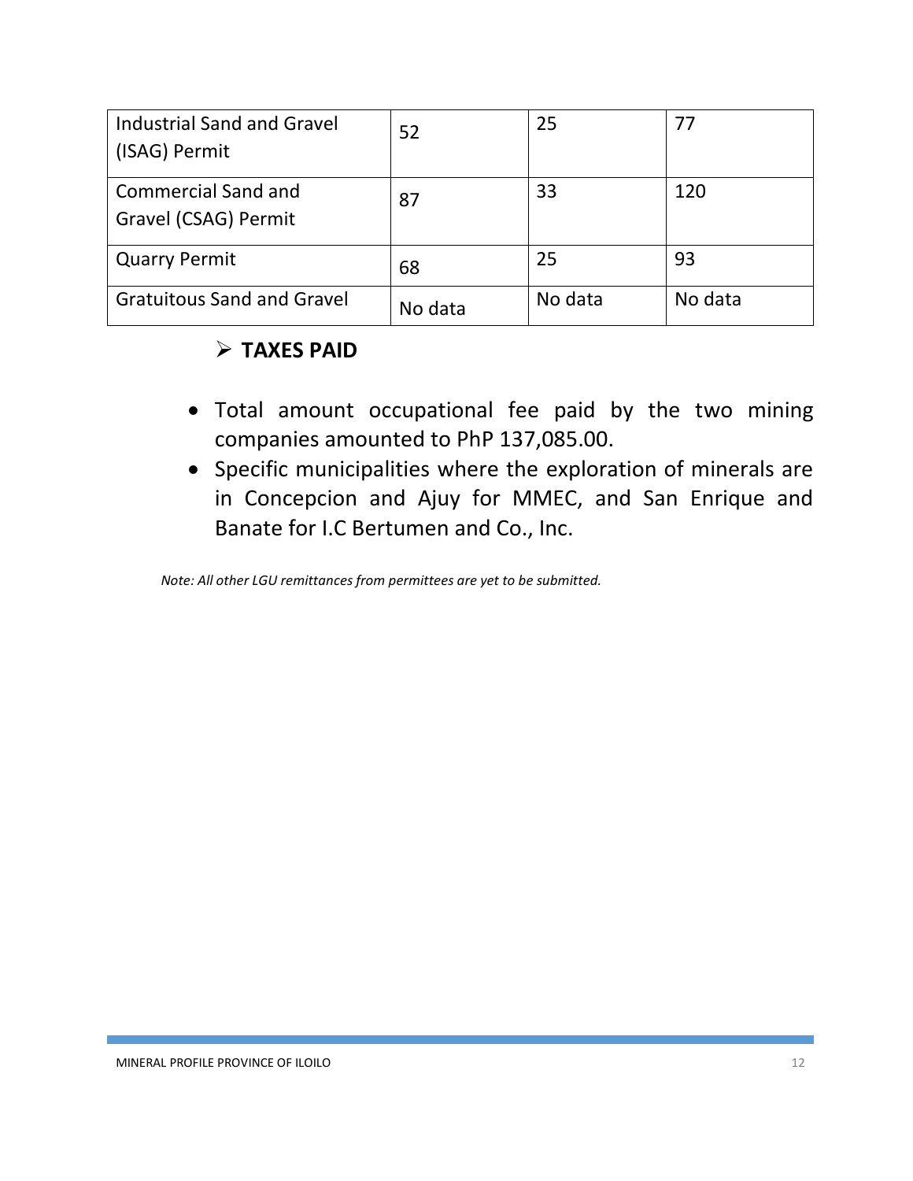| | | | |
|---|---|---|---|
| Industrial Sand and Gravel (ISAG) Permit | 52 | 25 | 77 |
| Commercial Sand and Gravel (CSAG) Permit | 87 | 33 | 120 |
| Quarry Permit | 68 | 25 | 93 |
| Gratuitous Sand and Gravel | No data | No data | No data |

- **TAXES PAID**

  - Total amount occupational fee paid by the two mining companies amounted to PhP 137,085.00.
  - Specific municipalities where the exploration of minerals are in Concepcion and Ajuy for MMEC, and San Enrique and Banate for I.C Bertumen and Co., Inc.

*Note: All other LGU remittances from permittees are yet to be submitted.*